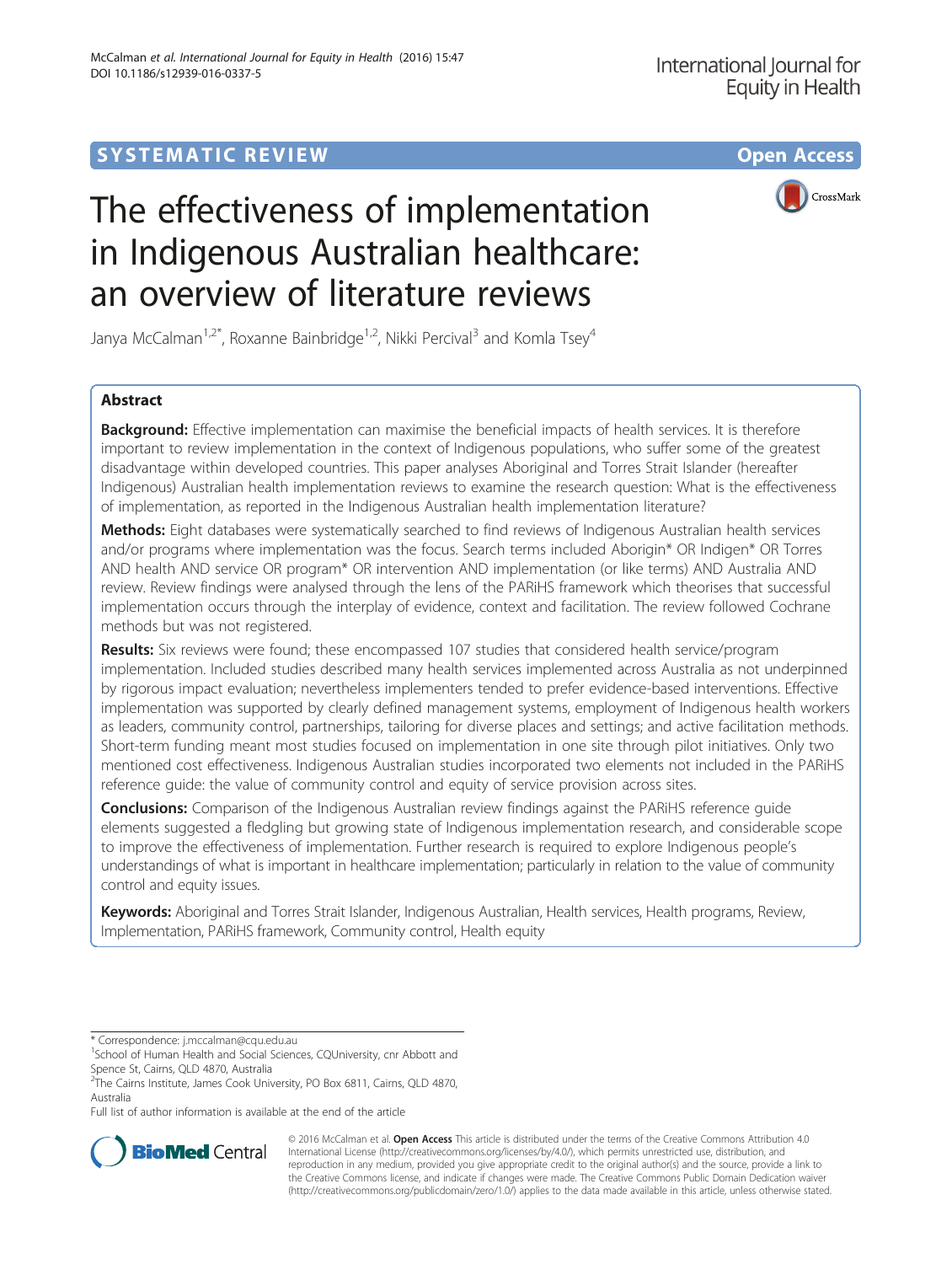SYSTEMATIC REVIEW Open Access

# The effectiveness of implementation in Indigenous Australian healthcare: an overview of literature reviews

Janya McCalman[1,2*], Roxanne Bainbridge[1,2], Nikki Percival[3] and Komla Tsey[4]

## Abstract

**Background:** Effective implementation can maximise the beneficial impacts of health services. It is therefore important to review implementation in the context of Indigenous populations, who suffer some of the greatest disadvantage within developed countries. This paper analyses Aboriginal and Torres Strait Islander (hereafter Indigenous) Australian health implementation reviews to examine the research question: What is the effectiveness of implementation, as reported in the Indigenous Australian health implementation literature?

**Methods:** Eight databases were systematically searched to find reviews of Indigenous Australian health services and/or programs where implementation was the focus. Search terms included Aborigin* OR Indigen* OR Torres AND health AND service OR program* OR intervention AND implementation (or like terms) AND Australia AND review. Review findings were analysed through the lens of the PARiHS framework which theorises that successful implementation occurs through the interplay of evidence, context and facilitation. The review followed Cochrane methods but was not registered.

**Results:** Six reviews were found; these encompassed 107 studies that considered health service/program implementation. Included studies described many health services implemented across Australia as not underpinned by rigorous impact evaluation; nevertheless implementers tended to prefer evidence-based interventions. Effective implementation was supported by clearly defined management systems, employment of Indigenous health workers as leaders, community control, partnerships, tailoring for diverse places and settings; and active facilitation methods. Short-term funding meant most studies focused on implementation in one site through pilot initiatives. Only two mentioned cost effectiveness. Indigenous Australian studies incorporated two elements not included in the PARiHS reference guide: the value of community control and equity of service provision across sites.

**Conclusions:** Comparison of the Indigenous Australian review findings against the PARiHS reference guide elements suggested a fledgling but growing state of Indigenous implementation research, and considerable scope to improve the effectiveness of implementation. Further research is required to explore Indigenous people's understandings of what is important in healthcare implementation; particularly in relation to the value of community control and equity issues.

**Keywords:** Aboriginal and Torres Strait Islander, Indigenous Australian, Health services, Health programs, Review, Implementation, PARiHS framework, Community control, Health equity

---

* Correspondence: j.mccalman@cqu.edu.au
[1]School of Human Health and Social Sciences, CQUniversity, cnr Abbott and Spence St, Cairns, QLD 4870, Australia
[2]The Cairns Institute, James Cook University, PO Box 6811, Cairns, QLD 4870, Australia
Full list of author information is available at the end of the article

© 2016 McCalman et al. **Open Access** This article is distributed under the terms of the Creative Commons Attribution 4.0 International License (http://creativecommons.org/licenses/by/4.0/), which permits unrestricted use, distribution, and reproduction in any medium, provided you give appropriate credit to the original author(s) and the source, provide a link to the Creative Commons license, and indicate if changes were made. The Creative Commons Public Domain Dedication waiver (http://creativecommons.org/publicdomain/zero/1.0/) applies to the data made available in this article, unless otherwise stated.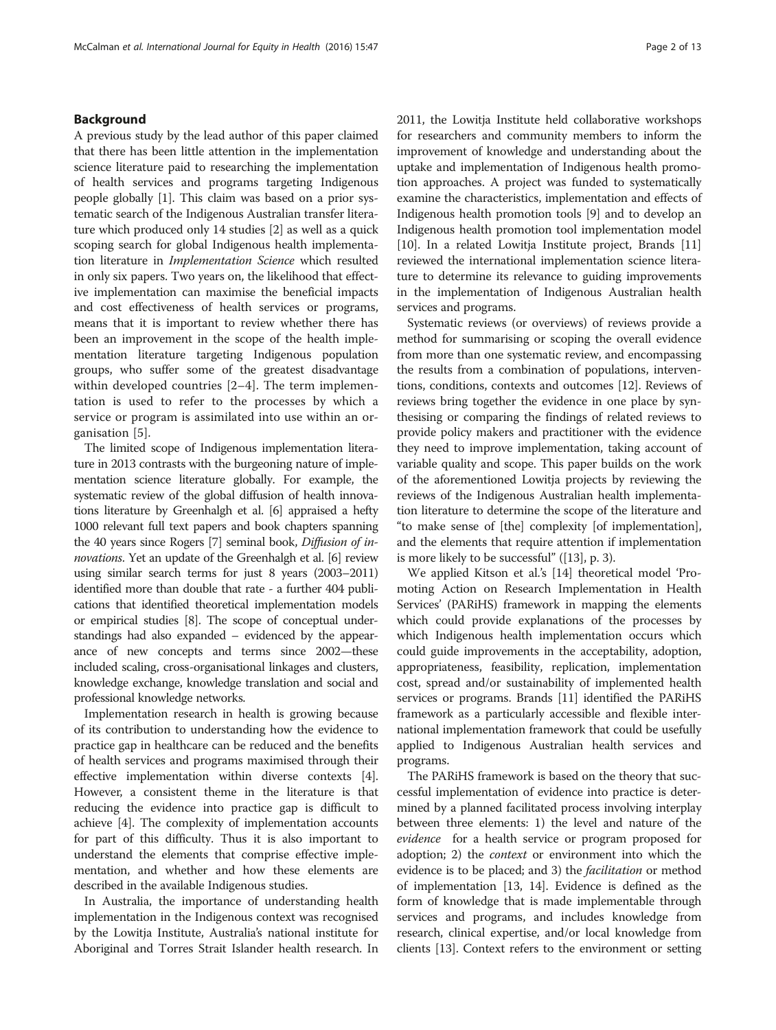## Background

A previous study by the lead author of this paper claimed that there has been little attention in the implementation science literature paid to researching the implementation of health services and programs targeting Indigenous people globally [1]. This claim was based on a prior systematic search of the Indigenous Australian transfer literature which produced only 14 studies [2] as well as a quick scoping search for global Indigenous health implementation literature in *Implementation Science* which resulted in only six papers. Two years on, the likelihood that effective implementation can maximise the beneficial impacts and cost effectiveness of health services or programs, means that it is important to review whether there has been an improvement in the scope of the health implementation literature targeting Indigenous population groups, who suffer some of the greatest disadvantage within developed countries [2–4]. The term implementation is used to refer to the processes by which a service or program is assimilated into use within an organisation [5].

The limited scope of Indigenous implementation literature in 2013 contrasts with the burgeoning nature of implementation science literature globally. For example, the systematic review of the global diffusion of health innovations literature by Greenhalgh et al. [6] appraised a hefty 1000 relevant full text papers and book chapters spanning the 40 years since Rogers [7] seminal book, *Diffusion of innovations*. Yet an update of the Greenhalgh et al. [6] review using similar search terms for just 8 years (2003–2011) identified more than double that rate - a further 404 publications that identified theoretical implementation models or empirical studies [8]. The scope of conceptual understandings had also expanded – evidenced by the appearance of new concepts and terms since 2002—these included scaling, cross-organisational linkages and clusters, knowledge exchange, knowledge translation and social and professional knowledge networks.

Implementation research in health is growing because of its contribution to understanding how the evidence to practice gap in healthcare can be reduced and the benefits of health services and programs maximised through their effective implementation within diverse contexts [4]. However, a consistent theme in the literature is that reducing the evidence into practice gap is difficult to achieve [4]. The complexity of implementation accounts for part of this difficulty. Thus it is also important to understand the elements that comprise effective implementation, and whether and how these elements are described in the available Indigenous studies.

In Australia, the importance of understanding health implementation in the Indigenous context was recognised by the Lowitja Institute, Australia's national institute for Aboriginal and Torres Strait Islander health research. In 2011, the Lowitja Institute held collaborative workshops for researchers and community members to inform the improvement of knowledge and understanding about the uptake and implementation of Indigenous health promotion approaches. A project was funded to systematically examine the characteristics, implementation and effects of Indigenous health promotion tools [9] and to develop an Indigenous health promotion tool implementation model [10]. In a related Lowitja Institute project, Brands [11] reviewed the international implementation science literature to determine its relevance to guiding improvements in the implementation of Indigenous Australian health services and programs.

Systematic reviews (or overviews) of reviews provide a method for summarising or scoping the overall evidence from more than one systematic review, and encompassing the results from a combination of populations, interventions, conditions, contexts and outcomes [12]. Reviews of reviews bring together the evidence in one place by synthesising or comparing the findings of related reviews to provide policy makers and practitioner with the evidence they need to improve implementation, taking account of variable quality and scope. This paper builds on the work of the aforementioned Lowitja projects by reviewing the reviews of the Indigenous Australian health implementation literature to determine the scope of the literature and "to make sense of [the] complexity [of implementation], and the elements that require attention if implementation is more likely to be successful" ([13], p. 3).

We applied Kitson et al.'s [14] theoretical model 'Promoting Action on Research Implementation in Health Services' (PARiHS) framework in mapping the elements which could provide explanations of the processes by which Indigenous health implementation occurs which could guide improvements in the acceptability, adoption, appropriateness, feasibility, replication, implementation cost, spread and/or sustainability of implemented health services or programs. Brands [11] identified the PARiHS framework as a particularly accessible and flexible international implementation framework that could be usefully applied to Indigenous Australian health services and programs.

The PARiHS framework is based on the theory that successful implementation of evidence into practice is determined by a planned facilitated process involving interplay between three elements: 1) the level and nature of the *evidence* for a health service or program proposed for adoption; 2) the *context* or environment into which the evidence is to be placed; and 3) the *facilitation* or method of implementation [13, 14]. Evidence is defined as the form of knowledge that is made implementable through services and programs, and includes knowledge from research, clinical expertise, and/or local knowledge from clients [13]. Context refers to the environment or setting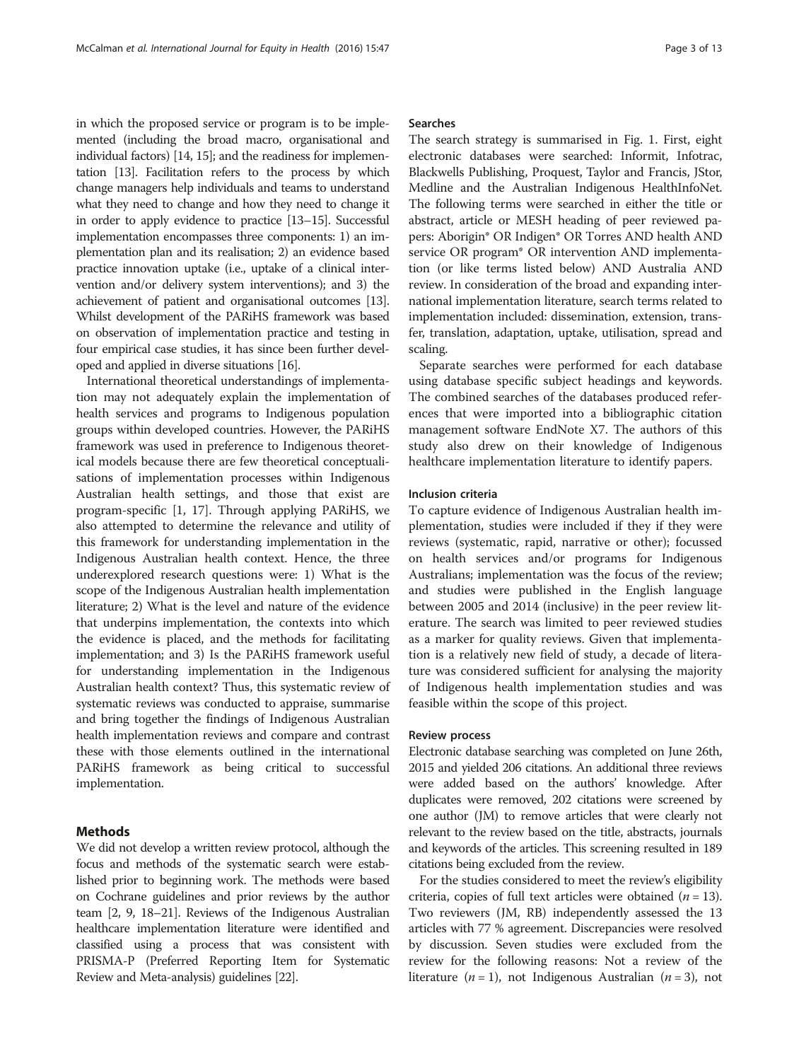in which the proposed service or program is to be implemented (including the broad macro, organisational and individual factors) [14, 15]; and the readiness for implementation [13]. Facilitation refers to the process by which change managers help individuals and teams to understand what they need to change and how they need to change it in order to apply evidence to practice [13–15]. Successful implementation encompasses three components: 1) an implementation plan and its realisation; 2) an evidence based practice innovation uptake (i.e., uptake of a clinical intervention and/or delivery system interventions); and 3) the achievement of patient and organisational outcomes [13]. Whilst development of the PARiHS framework was based on observation of implementation practice and testing in four empirical case studies, it has since been further developed and applied in diverse situations [16].

International theoretical understandings of implementation may not adequately explain the implementation of health services and programs to Indigenous population groups within developed countries. However, the PARiHS framework was used in preference to Indigenous theoretical models because there are few theoretical conceptualisations of implementation processes within Indigenous Australian health settings, and those that exist are program-specific [1, 17]. Through applying PARiHS, we also attempted to determine the relevance and utility of this framework for understanding implementation in the Indigenous Australian health context. Hence, the three underexplored research questions were: 1) What is the scope of the Indigenous Australian health implementation literature; 2) What is the level and nature of the evidence that underpins implementation, the contexts into which the evidence is placed, and the methods for facilitating implementation; and 3) Is the PARiHS framework useful for understanding implementation in the Indigenous Australian health context? Thus, this systematic review of systematic reviews was conducted to appraise, summarise and bring together the findings of Indigenous Australian health implementation reviews and compare and contrast these with those elements outlined in the international PARiHS framework as being critical to successful implementation.

## Methods

We did not develop a written review protocol, although the focus and methods of the systematic search were established prior to beginning work. The methods were based on Cochrane guidelines and prior reviews by the author team [2, 9, 18–21]. Reviews of the Indigenous Australian healthcare implementation literature were identified and classified using a process that was consistent with PRISMA-P (Preferred Reporting Item for Systematic Review and Meta-analysis) guidelines [22].

### Searches

The search strategy is summarised in Fig. 1. First, eight electronic databases were searched: Informit, Infotrac, Blackwells Publishing, Proquest, Taylor and Francis, JStor, Medline and the Australian Indigenous HealthInfoNet. The following terms were searched in either the title or abstract, article or MESH heading of peer reviewed papers: Aborigin* OR Indigen* OR Torres AND health AND service OR program* OR intervention AND implementation (or like terms listed below) AND Australia AND review. In consideration of the broad and expanding international implementation literature, search terms related to implementation included: dissemination, extension, transfer, translation, adaptation, uptake, utilisation, spread and scaling.

Separate searches were performed for each database using database specific subject headings and keywords. The combined searches of the databases produced references that were imported into a bibliographic citation management software EndNote X7. The authors of this study also drew on their knowledge of Indigenous healthcare implementation literature to identify papers.

### Inclusion criteria

To capture evidence of Indigenous Australian health implementation, studies were included if they if they were reviews (systematic, rapid, narrative or other); focussed on health services and/or programs for Indigenous Australians; implementation was the focus of the review; and studies were published in the English language between 2005 and 2014 (inclusive) in the peer review literature. The search was limited to peer reviewed studies as a marker for quality reviews. Given that implementation is a relatively new field of study, a decade of literature was considered sufficient for analysing the majority of Indigenous health implementation studies and was feasible within the scope of this project.

### Review process

Electronic database searching was completed on June 26th, 2015 and yielded 206 citations. An additional three reviews were added based on the authors' knowledge. After duplicates were removed, 202 citations were screened by one author (JM) to remove articles that were clearly not relevant to the review based on the title, abstracts, journals and keywords of the articles. This screening resulted in 189 citations being excluded from the review.

For the studies considered to meet the review's eligibility criteria, copies of full text articles were obtained ($n = 13$). Two reviewers (JM, RB) independently assessed the 13 articles with 77 % agreement. Discrepancies were resolved by discussion. Seven studies were excluded from the review for the following reasons: Not a review of the literature ($n = 1$), not Indigenous Australian ($n = 3$), not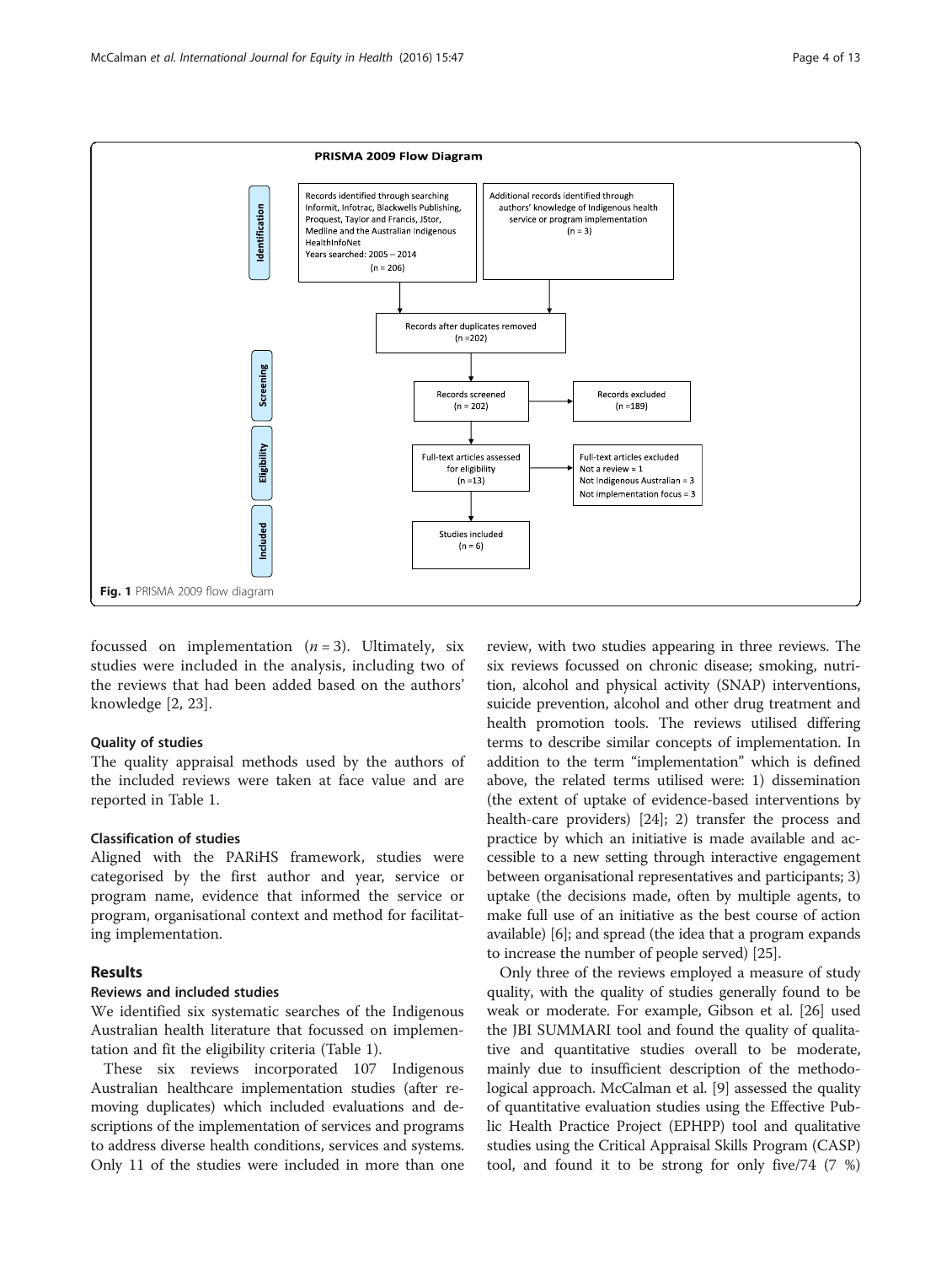**PRISMA 2009 Flow Diagram**

**Identification**

Records identified through searching Informit, Infotrac, Blackwells Publishing, Proquest, Taylor and Francis, JStor, Medline and the Australian Indigenous HealthInfoNet
Years searched: 2005 – 2014
(n = 206)

Additional records identified through authors' knowledge of Indigenous health service or program implementation
(n = 3)

Records after duplicates removed
(n =202)

**Screening**

Records screened
(n = 202)

Records excluded
(n =189)

**Eligibility**

Full-text articles assessed for eligibility
(n =13)

Full-text articles excluded
Not a review = 1
Not Indigenous Australian = 3
Not implementation focus = 3

**Included**

Studies included
(n = 6)

**Fig. 1** PRISMA 2009 flow diagram

focussed on implementation ($n = 3$). Ultimately, six studies were included in the analysis, including two of the reviews that had been added based on the authors' knowledge [2, 23].

#### Quality of studies

The quality appraisal methods used by the authors of the included reviews were taken at face value and are reported in Table 1.

#### Classification of studies

Aligned with the PARiHS framework, studies were categorised by the first author and year, service or program name, evidence that informed the service or program, organisational context and method for facilitating implementation.

## Results

### Reviews and included studies

We identified six systematic searches of the Indigenous Australian health literature that focussed on implementation and fit the eligibility criteria (Table 1).

These six reviews incorporated 107 Indigenous Australian healthcare implementation studies (after removing duplicates) which included evaluations and descriptions of the implementation of services and programs to address diverse health conditions, services and systems. Only 11 of the studies were included in more than one review, with two studies appearing in three reviews. The six reviews focussed on chronic disease; smoking, nutrition, alcohol and physical activity (SNAP) interventions, suicide prevention, alcohol and other drug treatment and health promotion tools. The reviews utilised differing terms to describe similar concepts of implementation. In addition to the term "implementation" which is defined above, the related terms utilised were: 1) dissemination (the extent of uptake of evidence-based interventions by health-care providers) [24]; 2) transfer the process and practice by which an initiative is made available and accessible to a new setting through interactive engagement between organisational representatives and participants; 3) uptake (the decisions made, often by multiple agents, to make full use of an initiative as the best course of action available) [6]; and spread (the idea that a program expands to increase the number of people served) [25].

Only three of the reviews employed a measure of study quality, with the quality of studies generally found to be weak or moderate. For example, Gibson et al. [26] used the JBI SUMMARI tool and found the quality of qualitative and quantitative studies overall to be moderate, mainly due to insufficient description of the methodological approach. McCalman et al. [9] assessed the quality of quantitative evaluation studies using the Effective Public Health Practice Project (EPHPP) tool and qualitative studies using the Critical Appraisal Skills Program (CASP) tool, and found it to be strong for only five/74 (7 %)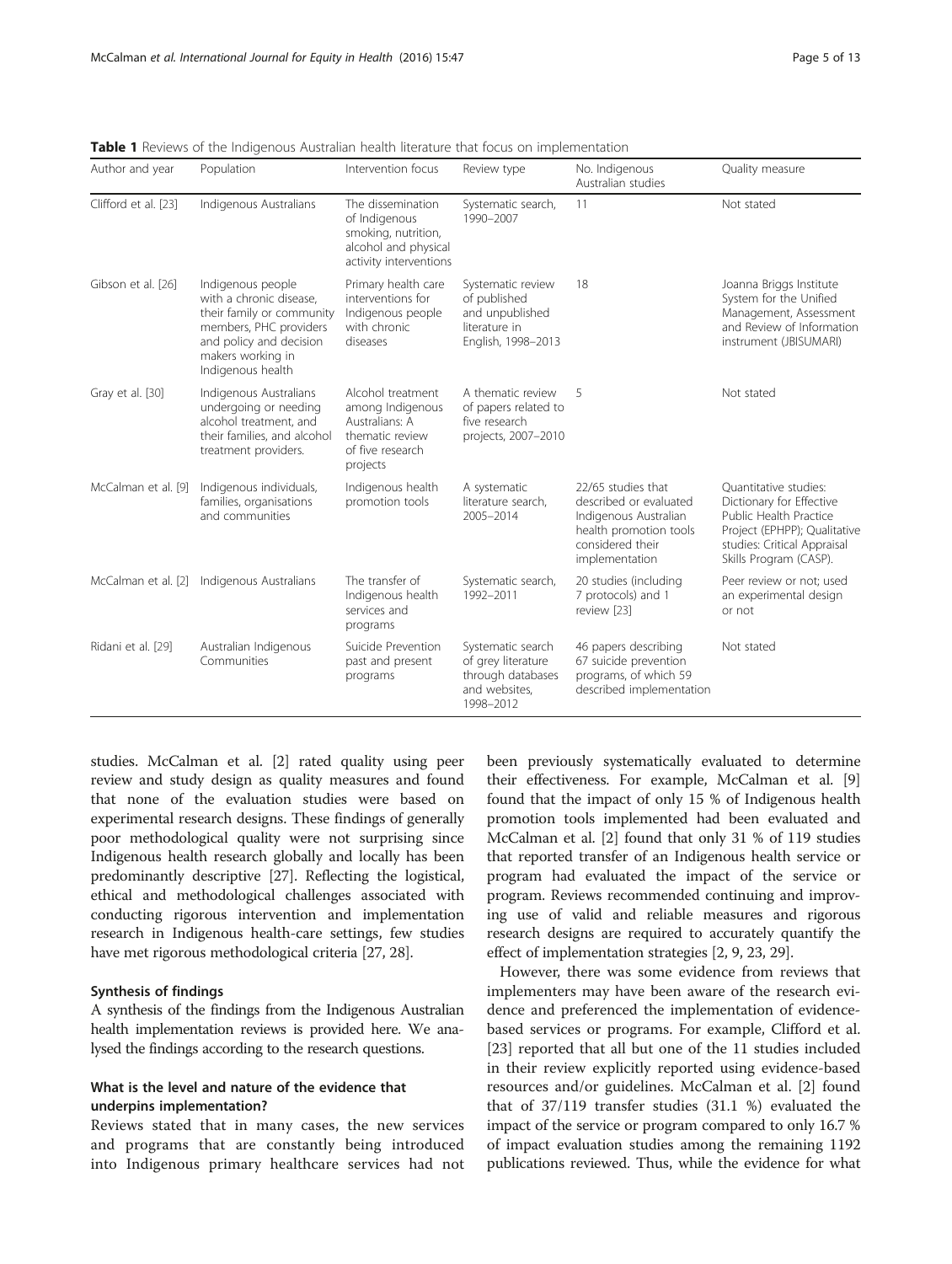**Table 1** Reviews of the Indigenous Australian health literature that focus on implementation

| Author and year | Population | Intervention focus | Review type | No. Indigenous Australian studies | Quality measure |
|---|---|---|---|---|---|
| Clifford et al. [23] | Indigenous Australians | The dissemination of Indigenous smoking, nutrition, alcohol and physical activity interventions | Systematic search, 1990–2007 | 11 | Not stated |
| Gibson et al. [26] | Indigenous people with a chronic disease, their family or community members, PHC providers and policy and decision makers working in Indigenous health | Primary health care interventions for Indigenous people with chronic diseases | Systematic review of published and unpublished literature in English, 1998–2013 | 18 | Joanna Briggs Institute System for the Unified Management, Assessment and Review of Information instrument (JBISUMARI) |
| Gray et al. [30] | Indigenous Australians undergoing or needing alcohol treatment, and their families, and alcohol treatment providers. | Alcohol treatment among Indigenous Australians: A thematic review of five research projects | A thematic review of papers related to five research projects, 2007–2010 | 5 | Not stated |
| McCalman et al. [9] | Indigenous individuals, families, organisations and communities | Indigenous health promotion tools | A systematic literature search, 2005–2014 | 22/65 studies that described or evaluated Indigenous Australian health promotion tools considered their implementation | Quantitative studies: Dictionary for Effective Public Health Practice Project (EPHPP); Qualitative studies: Critical Appraisal Skills Program (CASP). |
| McCalman et al. [2] | Indigenous Australians | The transfer of Indigenous health services and programs | Systematic search, 1992–2011 | 20 studies (including 7 protocols) and 1 review [23] | Peer review or not; used an experimental design or not |
| Ridani et al. [29] | Australian Indigenous Communities | Suicide Prevention past and present programs | Systematic search of grey literature through databases and websites, 1998–2012 | 46 papers describing 67 suicide prevention programs, of which 59 described implementation | Not stated |

studies. McCalman et al. [2] rated quality using peer review and study design as quality measures and found that none of the evaluation studies were based on experimental research designs. These findings of generally poor methodological quality were not surprising since Indigenous health research globally and locally has been predominantly descriptive [27]. Reflecting the logistical, ethical and methodological challenges associated with conducting rigorous intervention and implementation research in Indigenous health-care settings, few studies have met rigorous methodological criteria [27, 28].

### Synthesis of findings

A synthesis of the findings from the Indigenous Australian health implementation reviews is provided here. We analysed the findings according to the research questions.

### What is the level and nature of the evidence that underpins implementation?

Reviews stated that in many cases, the new services and programs that are constantly being introduced into Indigenous primary healthcare services had not been previously systematically evaluated to determine their effectiveness. For example, McCalman et al. [9] found that the impact of only 15 % of Indigenous health promotion tools implemented had been evaluated and McCalman et al. [2] found that only 31 % of 119 studies that reported transfer of an Indigenous health service or program had evaluated the impact of the service or program. Reviews recommended continuing and improving use of valid and reliable measures and rigorous research designs are required to accurately quantify the effect of implementation strategies [2, 9, 23, 29].

However, there was some evidence from reviews that implementers may have been aware of the research evidence and preferenced the implementation of evidence-based services or programs. For example, Clifford et al. [23] reported that all but one of the 11 studies included in their review explicitly reported using evidence-based resources and/or guidelines. McCalman et al. [2] found that of 37/119 transfer studies (31.1 %) evaluated the impact of the service or program compared to only 16.7 % of impact evaluation studies among the remaining 1192 publications reviewed. Thus, while the evidence for what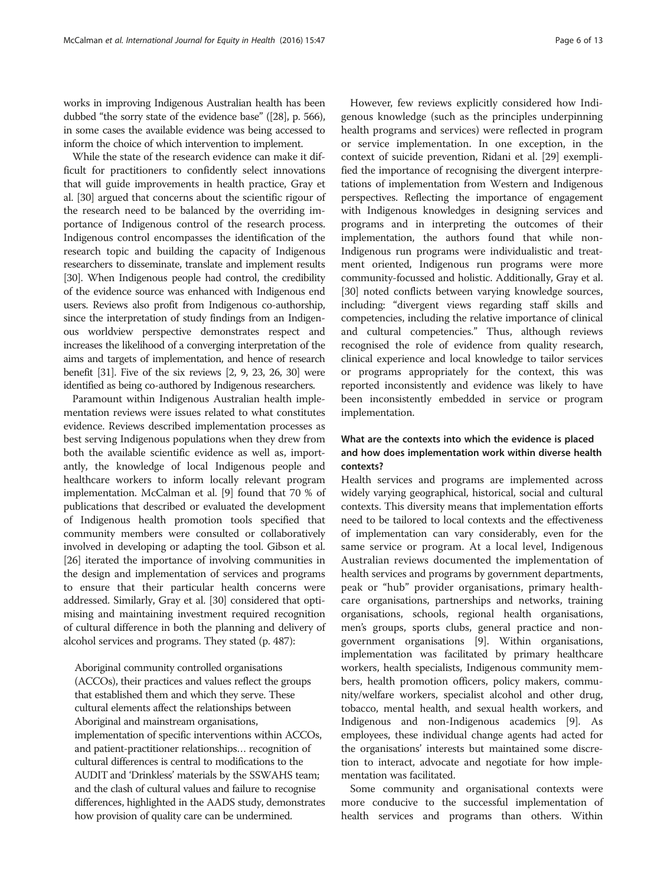works in improving Indigenous Australian health has been dubbed "the sorry state of the evidence base" ([28], p. 566), in some cases the available evidence was being accessed to inform the choice of which intervention to implement.

While the state of the research evidence can make it difficult for practitioners to confidently select innovations that will guide improvements in health practice, Gray et al. [30] argued that concerns about the scientific rigour of the research need to be balanced by the overriding importance of Indigenous control of the research process. Indigenous control encompasses the identification of the research topic and building the capacity of Indigenous researchers to disseminate, translate and implement results [30]. When Indigenous people had control, the credibility of the evidence source was enhanced with Indigenous end users. Reviews also profit from Indigenous co-authorship, since the interpretation of study findings from an Indigenous worldview perspective demonstrates respect and increases the likelihood of a converging interpretation of the aims and targets of implementation, and hence of research benefit [31]. Five of the six reviews [2, 9, 23, 26, 30] were identified as being co-authored by Indigenous researchers.

Paramount within Indigenous Australian health implementation reviews were issues related to what constitutes evidence. Reviews described implementation processes as best serving Indigenous populations when they drew from both the available scientific evidence as well as, importantly, the knowledge of local Indigenous people and healthcare workers to inform locally relevant program implementation. McCalman et al. [9] found that 70 % of publications that described or evaluated the development of Indigenous health promotion tools specified that community members were consulted or collaboratively involved in developing or adapting the tool. Gibson et al. [26] iterated the importance of involving communities in the design and implementation of services and programs to ensure that their particular health concerns were addressed. Similarly, Gray et al. [30] considered that optimising and maintaining investment required recognition of cultural difference in both the planning and delivery of alcohol services and programs. They stated (p. 487):

> Aboriginal community controlled organisations (ACCOs), their practices and values reflect the groups that established them and which they serve. These cultural elements affect the relationships between Aboriginal and mainstream organisations, implementation of specific interventions within ACCOs, and patient-practitioner relationships… recognition of cultural differences is central to modifications to the AUDIT and 'Drinkless' materials by the SSWAHS team; and the clash of cultural values and failure to recognise differences, highlighted in the AADS study, demonstrates how provision of quality care can be undermined.

However, few reviews explicitly considered how Indigenous knowledge (such as the principles underpinning health programs and services) were reflected in program or service implementation. In one exception, in the context of suicide prevention, Ridani et al. [29] exemplified the importance of recognising the divergent interpretations of implementation from Western and Indigenous perspectives. Reflecting the importance of engagement with Indigenous knowledges in designing services and programs and in interpreting the outcomes of their implementation, the authors found that while non-Indigenous run programs were individualistic and treatment oriented, Indigenous run programs were more community-focussed and holistic. Additionally, Gray et al. [30] noted conflicts between varying knowledge sources, including: "divergent views regarding staff skills and competencies, including the relative importance of clinical and cultural competencies." Thus, although reviews recognised the role of evidence from quality research, clinical experience and local knowledge to tailor services or programs appropriately for the context, this was reported inconsistently and evidence was likely to have been inconsistently embedded in service or program implementation.

### What are the contexts into which the evidence is placed and how does implementation work within diverse health contexts?

Health services and programs are implemented across widely varying geographical, historical, social and cultural contexts. This diversity means that implementation efforts need to be tailored to local contexts and the effectiveness of implementation can vary considerably, even for the same service or program. At a local level, Indigenous Australian reviews documented the implementation of health services and programs by government departments, peak or "hub" provider organisations, primary healthcare organisations, partnerships and networks, training organisations, schools, regional health organisations, men's groups, sports clubs, general practice and non-government organisations [9]. Within organisations, implementation was facilitated by primary healthcare workers, health specialists, Indigenous community members, health promotion officers, policy makers, community/welfare workers, specialist alcohol and other drug, tobacco, mental health, and sexual health workers, and Indigenous and non-Indigenous academics [9]. As employees, these individual change agents had acted for the organisations' interests but maintained some discretion to interact, advocate and negotiate for how implementation was facilitated.

Some community and organisational contexts were more conducive to the successful implementation of health services and programs than others. Within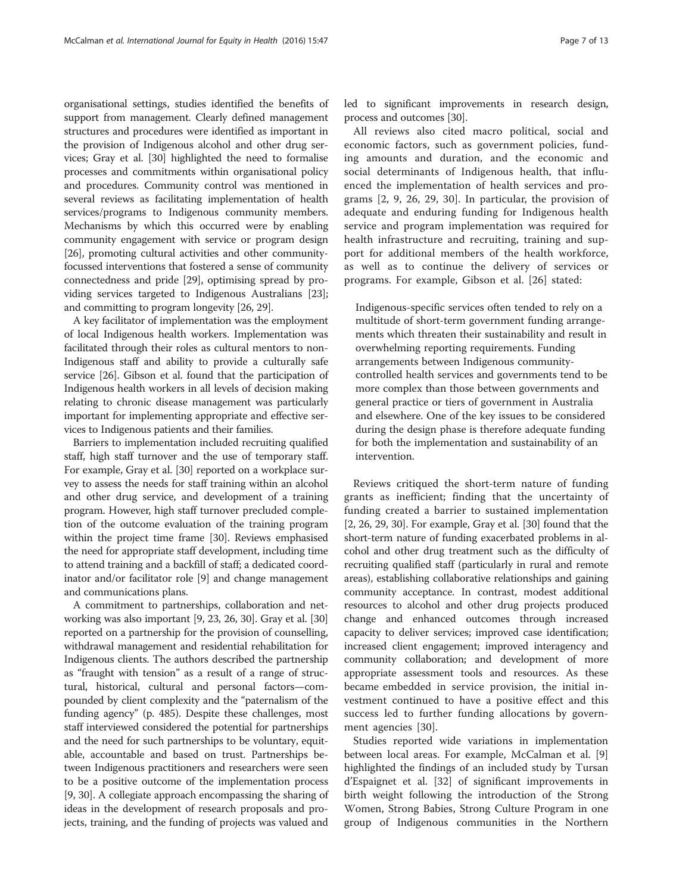organisational settings, studies identified the benefits of support from management. Clearly defined management structures and procedures were identified as important in the provision of Indigenous alcohol and other drug services; Gray et al. [30] highlighted the need to formalise processes and commitments within organisational policy and procedures. Community control was mentioned in several reviews as facilitating implementation of health services/programs to Indigenous community members. Mechanisms by which this occurred were by enabling community engagement with service or program design [26], promoting cultural activities and other community-focussed interventions that fostered a sense of community connectedness and pride [29], optimising spread by providing services targeted to Indigenous Australians [23]; and committing to program longevity [26, 29].

A key facilitator of implementation was the employment of local Indigenous health workers. Implementation was facilitated through their roles as cultural mentors to non-Indigenous staff and ability to provide a culturally safe service [26]. Gibson et al. found that the participation of Indigenous health workers in all levels of decision making relating to chronic disease management was particularly important for implementing appropriate and effective services to Indigenous patients and their families.

Barriers to implementation included recruiting qualified staff, high staff turnover and the use of temporary staff. For example, Gray et al. [30] reported on a workplace survey to assess the needs for staff training within an alcohol and other drug service, and development of a training program. However, high staff turnover precluded completion of the outcome evaluation of the training program within the project time frame [30]. Reviews emphasised the need for appropriate staff development, including time to attend training and a backfill of staff; a dedicated coordinator and/or facilitator role [9] and change management and communications plans.

A commitment to partnerships, collaboration and networking was also important [9, 23, 26, 30]. Gray et al. [30] reported on a partnership for the provision of counselling, withdrawal management and residential rehabilitation for Indigenous clients. The authors described the partnership as "fraught with tension" as a result of a range of structural, historical, cultural and personal factors—compounded by client complexity and the "paternalism of the funding agency" (p. 485). Despite these challenges, most staff interviewed considered the potential for partnerships and the need for such partnerships to be voluntary, equitable, accountable and based on trust. Partnerships between Indigenous practitioners and researchers were seen to be a positive outcome of the implementation process [9, 30]. A collegiate approach encompassing the sharing of ideas in the development of research proposals and projects, training, and the funding of projects was valued and led to significant improvements in research design, process and outcomes [30].

All reviews also cited macro political, social and economic factors, such as government policies, funding amounts and duration, and the economic and social determinants of Indigenous health, that influenced the implementation of health services and programs [2, 9, 26, 29, 30]. In particular, the provision of adequate and enduring funding for Indigenous health service and program implementation was required for health infrastructure and recruiting, training and support for additional members of the health workforce, as well as to continue the delivery of services or programs. For example, Gibson et al. [26] stated:

> Indigenous-specific services often tended to rely on a multitude of short-term government funding arrangements which threaten their sustainability and result in overwhelming reporting requirements. Funding arrangements between Indigenous community-controlled health services and governments tend to be more complex than those between governments and general practice or tiers of government in Australia and elsewhere. One of the key issues to be considered during the design phase is therefore adequate funding for both the implementation and sustainability of an intervention.

Reviews critiqued the short-term nature of funding grants as inefficient; finding that the uncertainty of funding created a barrier to sustained implementation [2, 26, 29, 30]. For example, Gray et al. [30] found that the short-term nature of funding exacerbated problems in alcohol and other drug treatment such as the difficulty of recruiting qualified staff (particularly in rural and remote areas), establishing collaborative relationships and gaining community acceptance. In contrast, modest additional resources to alcohol and other drug projects produced change and enhanced outcomes through increased capacity to deliver services; improved case identification; increased client engagement; improved interagency and community collaboration; and development of more appropriate assessment tools and resources. As these became embedded in service provision, the initial investment continued to have a positive effect and this success led to further funding allocations by government agencies [30].

Studies reported wide variations in implementation between local areas. For example, McCalman et al. [9] highlighted the findings of an included study by Tursan d'Espaignet et al. [32] of significant improvements in birth weight following the introduction of the Strong Women, Strong Babies, Strong Culture Program in one group of Indigenous communities in the Northern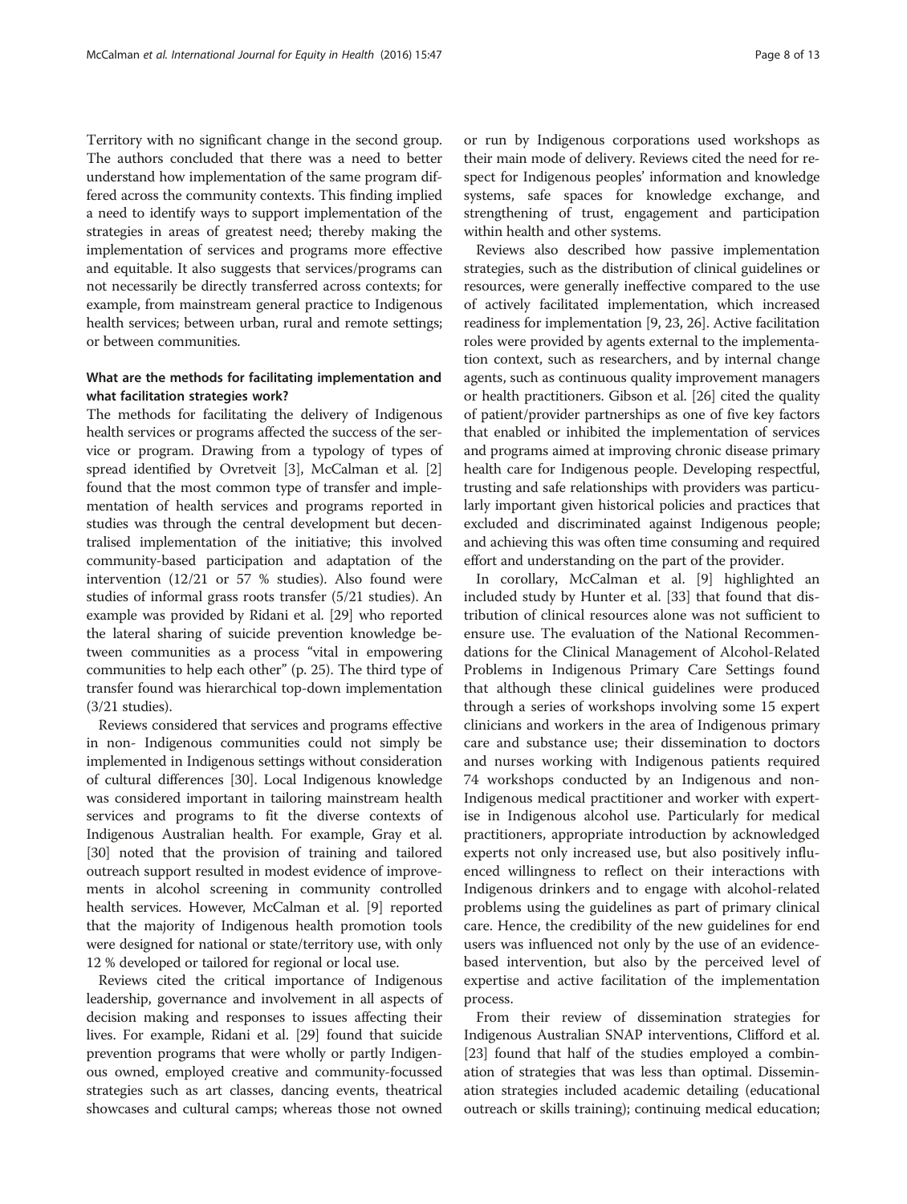Territory with no significant change in the second group. The authors concluded that there was a need to better understand how implementation of the same program differed across the community contexts. This finding implied a need to identify ways to support implementation of the strategies in areas of greatest need; thereby making the implementation of services and programs more effective and equitable. It also suggests that services/programs can not necessarily be directly transferred across contexts; for example, from mainstream general practice to Indigenous health services; between urban, rural and remote settings; or between communities.

### What are the methods for facilitating implementation and what facilitation strategies work?

The methods for facilitating the delivery of Indigenous health services or programs affected the success of the service or program. Drawing from a typology of types of spread identified by Ovretveit [3], McCalman et al. [2] found that the most common type of transfer and implementation of health services and programs reported in studies was through the central development but decentralised implementation of the initiative; this involved community-based participation and adaptation of the intervention (12/21 or 57 % studies). Also found were studies of informal grass roots transfer (5/21 studies). An example was provided by Ridani et al. [29] who reported the lateral sharing of suicide prevention knowledge between communities as a process "vital in empowering communities to help each other" (p. 25). The third type of transfer found was hierarchical top-down implementation (3/21 studies).

Reviews considered that services and programs effective in non- Indigenous communities could not simply be implemented in Indigenous settings without consideration of cultural differences [30]. Local Indigenous knowledge was considered important in tailoring mainstream health services and programs to fit the diverse contexts of Indigenous Australian health. For example, Gray et al. [30] noted that the provision of training and tailored outreach support resulted in modest evidence of improvements in alcohol screening in community controlled health services. However, McCalman et al. [9] reported that the majority of Indigenous health promotion tools were designed for national or state/territory use, with only 12 % developed or tailored for regional or local use.

Reviews cited the critical importance of Indigenous leadership, governance and involvement in all aspects of decision making and responses to issues affecting their lives. For example, Ridani et al. [29] found that suicide prevention programs that were wholly or partly Indigenous owned, employed creative and community-focussed strategies such as art classes, dancing events, theatrical showcases and cultural camps; whereas those not owned or run by Indigenous corporations used workshops as their main mode of delivery. Reviews cited the need for respect for Indigenous peoples' information and knowledge systems, safe spaces for knowledge exchange, and strengthening of trust, engagement and participation within health and other systems.

Reviews also described how passive implementation strategies, such as the distribution of clinical guidelines or resources, were generally ineffective compared to the use of actively facilitated implementation, which increased readiness for implementation [9, 23, 26]. Active facilitation roles were provided by agents external to the implementation context, such as researchers, and by internal change agents, such as continuous quality improvement managers or health practitioners. Gibson et al. [26] cited the quality of patient/provider partnerships as one of five key factors that enabled or inhibited the implementation of services and programs aimed at improving chronic disease primary health care for Indigenous people. Developing respectful, trusting and safe relationships with providers was particularly important given historical policies and practices that excluded and discriminated against Indigenous people; and achieving this was often time consuming and required effort and understanding on the part of the provider.

In corollary, McCalman et al. [9] highlighted an included study by Hunter et al. [33] that found that distribution of clinical resources alone was not sufficient to ensure use. The evaluation of the National Recommendations for the Clinical Management of Alcohol-Related Problems in Indigenous Primary Care Settings found that although these clinical guidelines were produced through a series of workshops involving some 15 expert clinicians and workers in the area of Indigenous primary care and substance use; their dissemination to doctors and nurses working with Indigenous patients required 74 workshops conducted by an Indigenous and non-Indigenous medical practitioner and worker with expertise in Indigenous alcohol use. Particularly for medical practitioners, appropriate introduction by acknowledged experts not only increased use, but also positively influenced willingness to reflect on their interactions with Indigenous drinkers and to engage with alcohol-related problems using the guidelines as part of primary clinical care. Hence, the credibility of the new guidelines for end users was influenced not only by the use of an evidence-based intervention, but also by the perceived level of expertise and active facilitation of the implementation process.

From their review of dissemination strategies for Indigenous Australian SNAP interventions, Clifford et al. [23] found that half of the studies employed a combination of strategies that was less than optimal. Dissemination strategies included academic detailing (educational outreach or skills training); continuing medical education;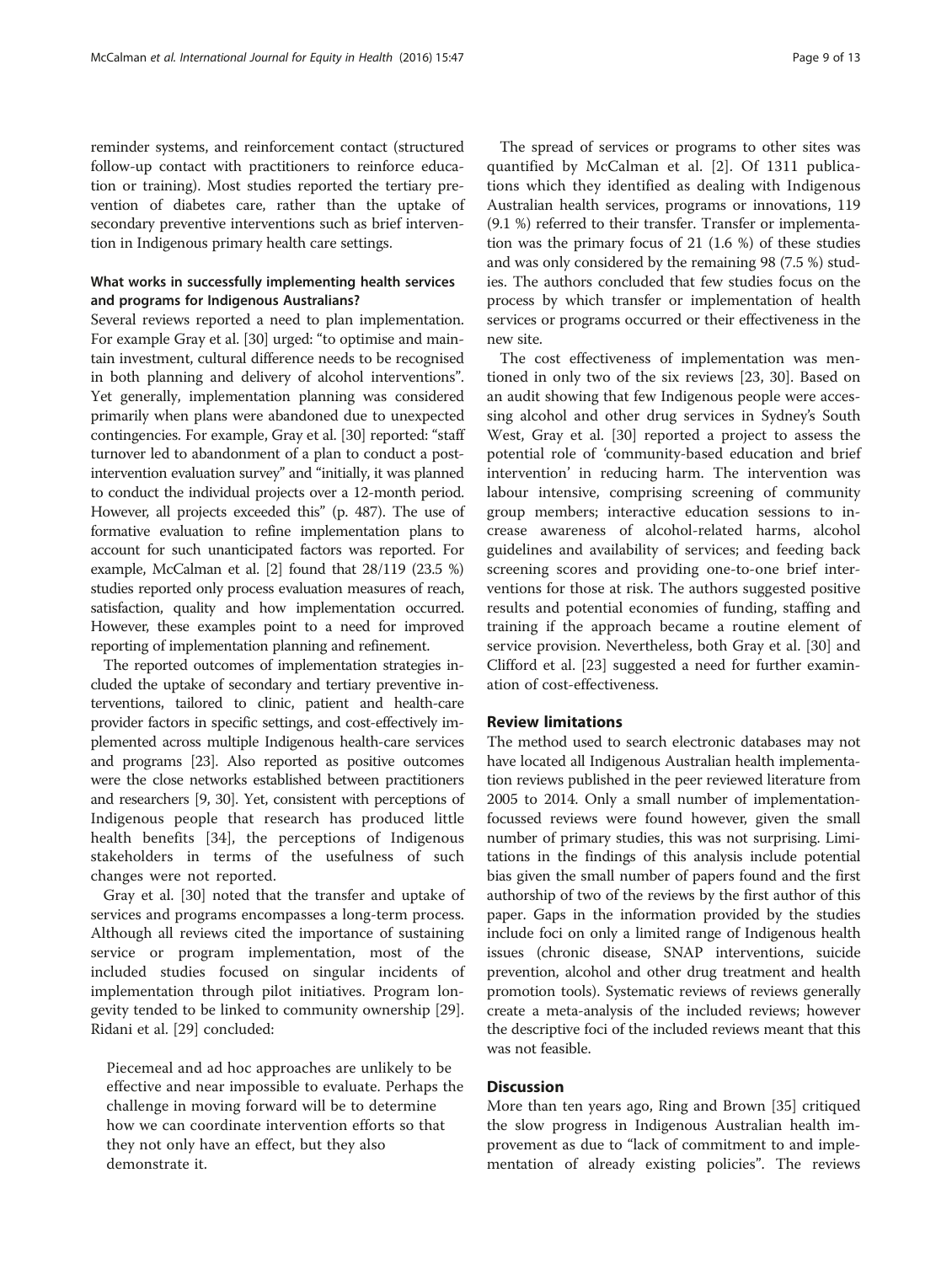reminder systems, and reinforcement contact (structured follow-up contact with practitioners to reinforce education or training). Most studies reported the tertiary prevention of diabetes care, rather than the uptake of secondary preventive interventions such as brief intervention in Indigenous primary health care settings.

### What works in successfully implementing health services and programs for Indigenous Australians?

Several reviews reported a need to plan implementation. For example Gray et al. [30] urged: "to optimise and maintain investment, cultural difference needs to be recognised in both planning and delivery of alcohol interventions". Yet generally, implementation planning was considered primarily when plans were abandoned due to unexpected contingencies. For example, Gray et al. [30] reported: "staff turnover led to abandonment of a plan to conduct a post-intervention evaluation survey" and "initially, it was planned to conduct the individual projects over a 12-month period. However, all projects exceeded this" (p. 487). The use of formative evaluation to refine implementation plans to account for such unanticipated factors was reported. For example, McCalman et al. [2] found that 28/119 (23.5 %) studies reported only process evaluation measures of reach, satisfaction, quality and how implementation occurred. However, these examples point to a need for improved reporting of implementation planning and refinement.

The reported outcomes of implementation strategies included the uptake of secondary and tertiary preventive interventions, tailored to clinic, patient and health-care provider factors in specific settings, and cost-effectively implemented across multiple Indigenous health-care services and programs [23]. Also reported as positive outcomes were the close networks established between practitioners and researchers [9, 30]. Yet, consistent with perceptions of Indigenous people that research has produced little health benefits [34], the perceptions of Indigenous stakeholders in terms of the usefulness of such changes were not reported.

Gray et al. [30] noted that the transfer and uptake of services and programs encompasses a long-term process. Although all reviews cited the importance of sustaining service or program implementation, most of the included studies focused on singular incidents of implementation through pilot initiatives. Program longevity tended to be linked to community ownership [29]. Ridani et al. [29] concluded:

> Piecemeal and ad hoc approaches are unlikely to be effective and near impossible to evaluate. Perhaps the challenge in moving forward will be to determine how we can coordinate intervention efforts so that they not only have an effect, but they also demonstrate it.

The spread of services or programs to other sites was quantified by McCalman et al. [2]. Of 1311 publications which they identified as dealing with Indigenous Australian health services, programs or innovations, 119 (9.1 %) referred to their transfer. Transfer or implementation was the primary focus of 21 (1.6 %) of these studies and was only considered by the remaining 98 (7.5 %) studies. The authors concluded that few studies focus on the process by which transfer or implementation of health services or programs occurred or their effectiveness in the new site.

The cost effectiveness of implementation was mentioned in only two of the six reviews [23, 30]. Based on an audit showing that few Indigenous people were accessing alcohol and other drug services in Sydney's South West, Gray et al. [30] reported a project to assess the potential role of 'community-based education and brief intervention' in reducing harm. The intervention was labour intensive, comprising screening of community group members; interactive education sessions to increase awareness of alcohol-related harms, alcohol guidelines and availability of services; and feeding back screening scores and providing one-to-one brief interventions for those at risk. The authors suggested positive results and potential economies of funding, staffing and training if the approach became a routine element of service provision. Nevertheless, both Gray et al. [30] and Clifford et al. [23] suggested a need for further examination of cost-effectiveness.

## Review limitations

The method used to search electronic databases may not have located all Indigenous Australian health implementation reviews published in the peer reviewed literature from 2005 to 2014. Only a small number of implementation-focussed reviews were found however, given the small number of primary studies, this was not surprising. Limitations in the findings of this analysis include potential bias given the small number of papers found and the first authorship of two of the reviews by the first author of this paper. Gaps in the information provided by the studies include foci on only a limited range of Indigenous health issues (chronic disease, SNAP interventions, suicide prevention, alcohol and other drug treatment and health promotion tools). Systematic reviews of reviews generally create a meta-analysis of the included reviews; however the descriptive foci of the included reviews meant that this was not feasible.

## Discussion

More than ten years ago, Ring and Brown [35] critiqued the slow progress in Indigenous Australian health improvement as due to "lack of commitment to and implementation of already existing policies". The reviews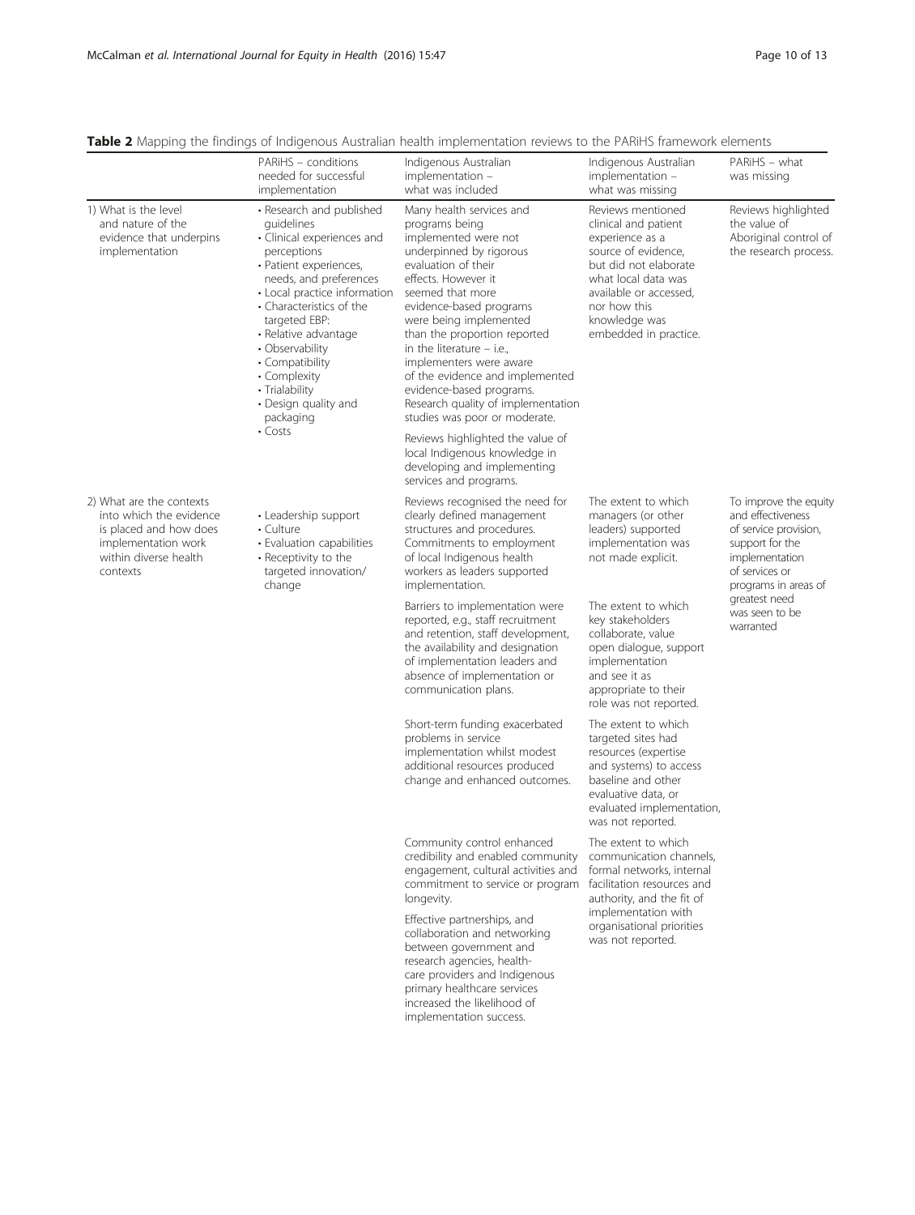**Table 2** Mapping the findings of Indigenous Australian health implementation reviews to the PARiHS framework elements

| | PARiHS – conditions needed for successful implementation | Indigenous Australian implementation – what was included | Indigenous Australian implementation – what was missing | PARiHS – what was missing |
|---|---|---|---|---|
| 1) What is the level and nature of the evidence that underpins implementation | • Research and published guidelines<br>• Clinical experiences and perceptions<br>• Patient experiences, needs, and preferences<br>• Local practice information<br>• Characteristics of the targeted EBP:<br>• Relative advantage<br>• Observability<br>• Compatibility<br>• Complexity<br>• Trialability<br>• Design quality and packaging<br>• Costs | Many health services and programs being implemented were not underpinned by rigorous evaluation of their effects. However it seemed that more evidence-based programs were being implemented than the proportion reported in the literature – i.e., implementers were aware of the evidence and implemented evidence-based programs. Research quality of implementation studies was poor or moderate.<br><br>Reviews highlighted the value of local Indigenous knowledge in developing and implementing services and programs. | Reviews mentioned clinical and patient experience as a source of evidence, but did not elaborate what local data was available or accessed, nor how this knowledge was embedded in practice. | Reviews highlighted the value of Aboriginal control of the research process. |
| 2) What are the contexts into which the evidence is placed and how does implementation work within diverse health contexts | • Leadership support<br>• Culture<br>• Evaluation capabilities<br>• Receptivity to the targeted innovation/ change | Reviews recognised the need for clearly defined management structures and procedures. Commitments to employment of local Indigenous health workers as leaders supported implementation. | The extent to which managers (or other leaders) supported implementation was not made explicit. | To improve the equity and effectiveness of service provision, support for the implementation of services or programs in areas of greatest need was seen to be warranted |
| | | Barriers to implementation were reported, e.g., staff recruitment and retention, staff development, the availability and designation of implementation leaders and absence of implementation or communication plans. | The extent to which key stakeholders collaborate, value open dialogue, support implementation and see it as appropriate to their role was not reported. | |
| | | Short-term funding exacerbated problems in service implementation whilst modest additional resources produced change and enhanced outcomes. | The extent to which targeted sites had resources (expertise and systems) to access baseline and other evaluative data, or evaluated implementation, was not reported. | |
| | | Community control enhanced credibility and enabled community engagement, cultural activities and commitment to service or program longevity.<br><br>Effective partnerships, and collaboration and networking between government and research agencies, health-care providers and Indigenous primary healthcare services increased the likelihood of implementation success. | The extent to which communication channels, formal networks, internal facilitation resources and authority, and the fit of implementation with organisational priorities was not reported. | |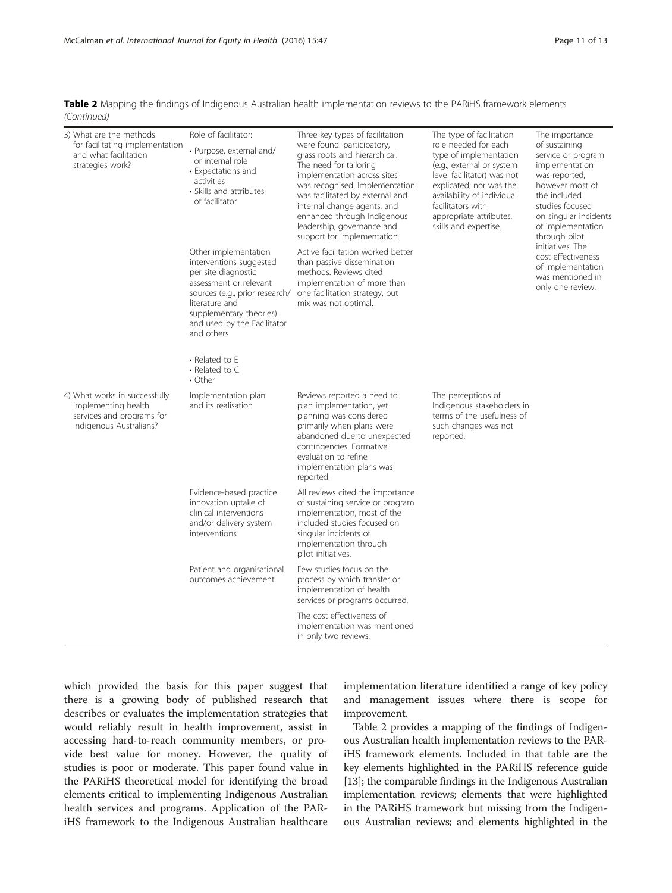**Table 2** Mapping the findings of Indigenous Australian health implementation reviews to the PARiHS framework elements *(Continued)*

| | | | | |
|---|---|---|---|---|
| 3) What are the methods for facilitating implementation and what facilitation strategies work? | Role of facilitator: • Purpose, external and/ or internal role • Expectations and activities • Skills and attributes of facilitator | Three key types of facilitation were found: participatory, grass roots and hierarchical. The need for tailoring implementation across sites was recognised. Implementation was facilitated by external and internal change agents, and enhanced through Indigenous leadership, governance and support for implementation. | The type of facilitation role needed for each type of implementation (e.g., external or system level facilitator) was not explicated; nor was the availability of individual facilitators with appropriate attributes, skills and expertise. | The importance of sustaining service or program implementation was reported, however most of the included studies focused on singular incidents of implementation through pilot initiatives. The cost effectiveness of implementation was mentioned in only one review. |
| | Other implementation interventions suggested per site diagnostic assessment or relevant sources (e.g., prior research/ literature and supplementary theories) and used by the Facilitator and others • Related to E • Related to C • Other | Active facilitation worked better than passive dissemination methods. Reviews cited implementation of more than one facilitation strategy, but mix was not optimal. | | |
| 4) What works in successfully implementing health services and programs for Indigenous Australians? | Implementation plan and its realisation | Reviews reported a need to plan implementation, yet planning was considered primarily when plans were abandoned due to unexpected contingencies. Formative evaluation to refine implementation plans was reported. | The perceptions of Indigenous stakeholders in terms of the usefulness of such changes was not reported. | |
| | Evidence-based practice innovation uptake of clinical interventions and/or delivery system interventions | All reviews cited the importance of sustaining service or program implementation, most of the included studies focused on singular incidents of implementation through pilot initiatives. | | |
| | Patient and organisational outcomes achievement | Few studies focus on the process by which transfer or implementation of health services or programs occurred. | | |
| | | The cost effectiveness of implementation was mentioned in only two reviews. | | |

which provided the basis for this paper suggest that there is a growing body of published research that describes or evaluates the implementation strategies that would reliably result in health improvement, assist in accessing hard-to-reach community members, or provide best value for money. However, the quality of studies is poor or moderate. This paper found value in the PARiHS theoretical model for identifying the broad elements critical to implementing Indigenous Australian health services and programs. Application of the PARiHS framework to the Indigenous Australian healthcare implementation literature identified a range of key policy and management issues where there is scope for improvement.

Table 2 provides a mapping of the findings of Indigenous Australian health implementation reviews to the PARiHS framework elements. Included in that table are the key elements highlighted in the PARiHS reference guide [13]; the comparable findings in the Indigenous Australian implementation reviews; elements that were highlighted in the PARiHS framework but missing from the Indigenous Australian reviews; and elements highlighted in the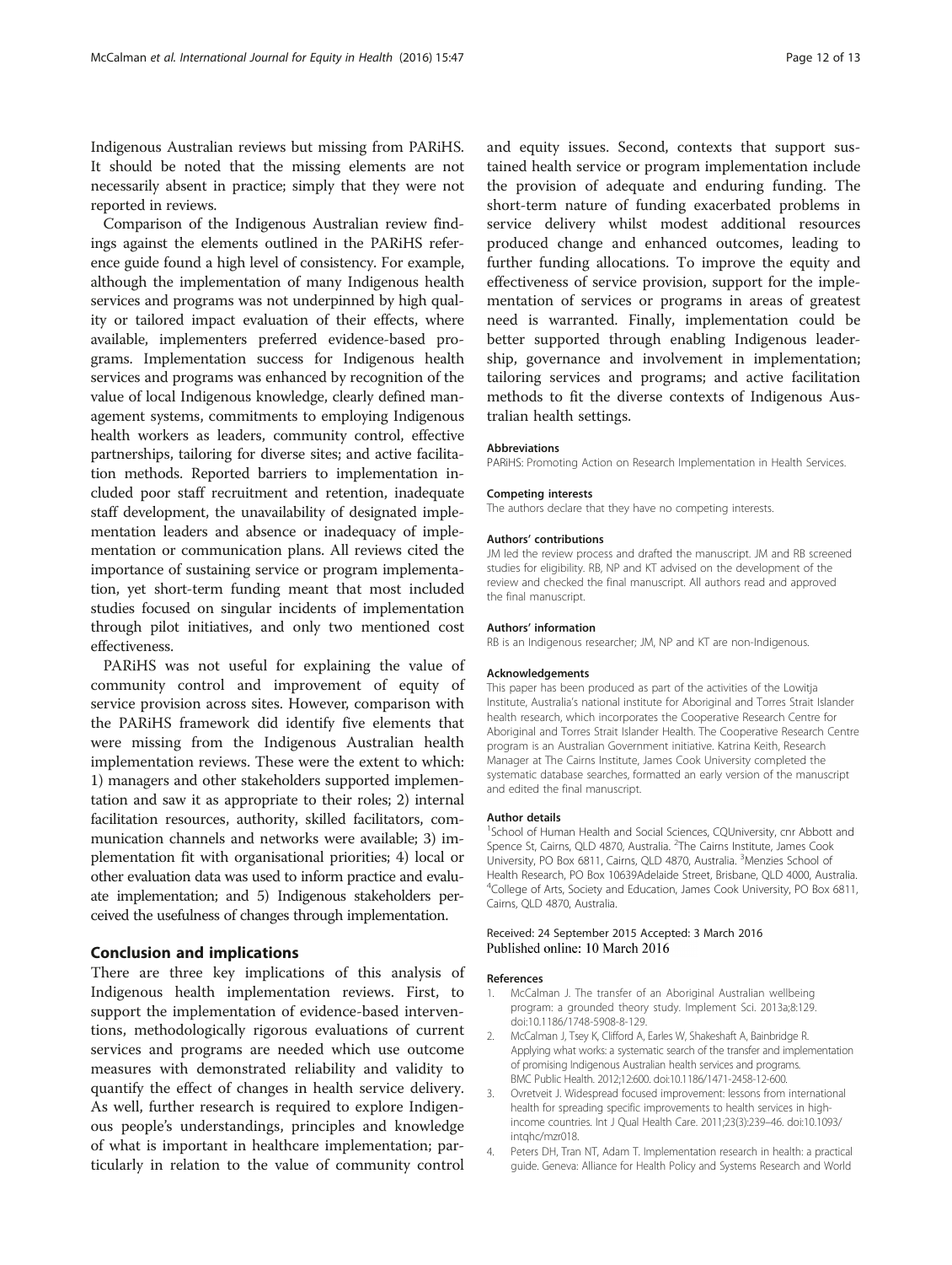Indigenous Australian reviews but missing from PARiHS. It should be noted that the missing elements are not necessarily absent in practice; simply that they were not reported in reviews.

Comparison of the Indigenous Australian review findings against the elements outlined in the PARiHS reference guide found a high level of consistency. For example, although the implementation of many Indigenous health services and programs was not underpinned by high quality or tailored impact evaluation of their effects, where available, implementers preferred evidence-based programs. Implementation success for Indigenous health services and programs was enhanced by recognition of the value of local Indigenous knowledge, clearly defined management systems, commitments to employing Indigenous health workers as leaders, community control, effective partnerships, tailoring for diverse sites; and active facilitation methods. Reported barriers to implementation included poor staff recruitment and retention, inadequate staff development, the unavailability of designated implementation leaders and absence or inadequacy of implementation or communication plans. All reviews cited the importance of sustaining service or program implementation, yet short-term funding meant that most included studies focused on singular incidents of implementation through pilot initiatives, and only two mentioned cost effectiveness.

PARiHS was not useful for explaining the value of community control and improvement of equity of service provision across sites. However, comparison with the PARiHS framework did identify five elements that were missing from the Indigenous Australian health implementation reviews. These were the extent to which: 1) managers and other stakeholders supported implementation and saw it as appropriate to their roles; 2) internal facilitation resources, authority, skilled facilitators, communication channels and networks were available; 3) implementation fit with organisational priorities; 4) local or other evaluation data was used to inform practice and evaluate implementation; and 5) Indigenous stakeholders perceived the usefulness of changes through implementation.

## Conclusion and implications

There are three key implications of this analysis of Indigenous health implementation reviews. First, to support the implementation of evidence-based interventions, methodologically rigorous evaluations of current services and programs are needed which use outcome measures with demonstrated reliability and validity to quantify the effect of changes in health service delivery. As well, further research is required to explore Indigenous people's understandings, principles and knowledge of what is important in healthcare implementation; particularly in relation to the value of community control and equity issues. Second, contexts that support sustained health service or program implementation include the provision of adequate and enduring funding. The short-term nature of funding exacerbated problems in service delivery whilst modest additional resources produced change and enhanced outcomes, leading to further funding allocations. To improve the equity and effectiveness of service provision, support for the implementation of services or programs in areas of greatest need is warranted. Finally, implementation could be better supported through enabling Indigenous leadership, governance and involvement in implementation; tailoring services and programs; and active facilitation methods to fit the diverse contexts of Indigenous Australian health settings.

#### Abbreviations

PARiHS: Promoting Action on Research Implementation in Health Services.

#### Competing interests

The authors declare that they have no competing interests.

#### Authors' contributions

JM led the review process and drafted the manuscript. JM and RB screened studies for eligibility. RB, NP and KT advised on the development of the review and checked the final manuscript. All authors read and approved the final manuscript.

#### Authors' information

RB is an Indigenous researcher; JM, NP and KT are non-Indigenous.

#### Acknowledgements

This paper has been produced as part of the activities of the Lowitja Institute, Australia's national institute for Aboriginal and Torres Strait Islander health research, which incorporates the Cooperative Research Centre for Aboriginal and Torres Strait Islander Health. The Cooperative Research Centre program is an Australian Government initiative. Katrina Keith, Research Manager at The Cairns Institute, James Cook University completed the systematic database searches, formatted an early version of the manuscript and edited the final manuscript.

#### Author details

[1]School of Human Health and Social Sciences, CQUniversity, cnr Abbott and Spence St, Cairns, QLD 4870, Australia. [2]The Cairns Institute, James Cook University, PO Box 6811, Cairns, QLD 4870, Australia. [3]Menzies School of Health Research, PO Box 10639Adelaide Street, Brisbane, QLD 4000, Australia. [4]College of Arts, Society and Education, James Cook University, PO Box 6811, Cairns, QLD 4870, Australia.

Received: 24 September 2015 Accepted: 3 March 2016
Published online: 10 March 2016

#### References

1. McCalman J. The transfer of an Aboriginal Australian wellbeing program: a grounded theory study. Implement Sci. 2013a;8:129. doi:10.1186/1748-5908-8-129.
2. McCalman J, Tsey K, Clifford A, Earles W, Shakeshaft A, Bainbridge R. Applying what works: a systematic search of the transfer and implementation of promising Indigenous Australian health services and programs. BMC Public Health. 2012;12:600. doi:10.1186/1471-2458-12-600.
3. Ovretveit J. Widespread focused improvement: lessons from international health for spreading specific improvements to health services in high-income countries. Int J Qual Health Care. 2011;23(3):239–46. doi:10.1093/intqhc/mzr018.
4. Peters DH, Tran NT, Adam T. Implementation research in health: a practical guide. Geneva: Alliance for Health Policy and Systems Research and World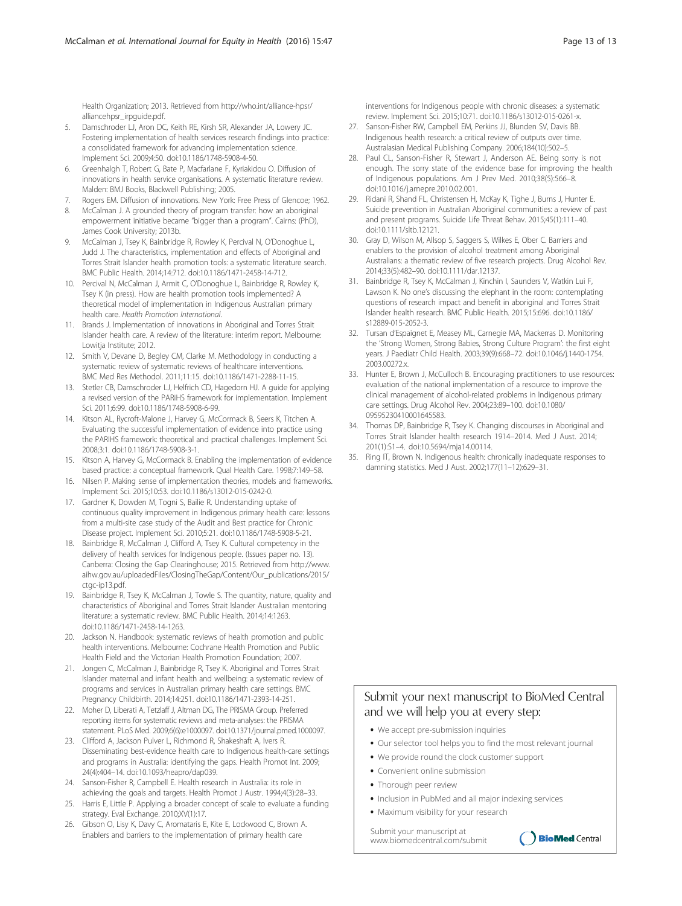Health Organization; 2013. Retrieved from http://who.int/alliance-hpsr/alliancehpsr_irpguide.pdf.

5. Damschroder LJ, Aron DC, Keith RE, Kirsh SR, Alexander JA, Lowery JC. Fostering implementation of health services research findings into practice: a consolidated framework for advancing implementation science. Implement Sci. 2009;4:50. doi:10.1186/1748-5908-4-50.
6. Greenhalgh T, Robert G, Bate P, Macfarlane F, Kyriakidou O. Diffusion of innovations in health service organisations. A systematic literature review. Malden: BMJ Books, Blackwell Publishing; 2005.
7. Rogers EM. Diffusion of innovations. New York: Free Press of Glencoe; 1962.
8. McCalman J. A grounded theory of program transfer: how an aboriginal empowerment initiative became "bigger than a program". Cairns: (PhD), James Cook University; 2013b.
9. McCalman J, Tsey K, Bainbridge R, Rowley K, Percival N, O'Donoghue L, Judd J. The characteristics, implementation and effects of Aboriginal and Torres Strait Islander health promotion tools: a systematic literature search. BMC Public Health. 2014;14:712. doi:10.1186/1471-2458-14-712.
10. Percival N, McCalman J, Armit C, O'Donoghue L, Bainbridge R, Rowley K, Tsey K (in press). How are health promotion tools implemented? A theoretical model of implementation in Indigenous Australian primary health care. *Health Promotion International*.
11. Brands J. Implementation of innovations in Aboriginal and Torres Strait Islander health care. A review of the literature: interim report. Melbourne: Lowitja Institute; 2012.
12. Smith V, Devane D, Begley CM, Clarke M. Methodology in conducting a systematic review of systematic reviews of healthcare interventions. BMC Med Res Methodol. 2011;11:15. doi:10.1186/1471-2288-11-15.
13. Stetler CB, Damschroder LJ, Helfrich CD, Hagedorn HJ. A guide for applying a revised version of the PARiHS framework for implementation. Implement Sci. 2011;6:99. doi:10.1186/1748-5908-6-99.
14. Kitson AL, Rycroft-Malone J, Harvey G, McCormack B, Seers K, Titchen A. Evaluating the successful implementation of evidence into practice using the PARIHS framework: theoretical and practical challenges. Implement Sci. 2008;3:1. doi:10.1186/1748-5908-3-1.
15. Kitson A, Harvey G, McCormack B. Enabling the implementation of evidence based practice: a conceptual framework. Qual Health Care. 1998;7:149–58.
16. Nilsen P. Making sense of implementation theories, models and frameworks. Implement Sci. 2015;10:53. doi:10.1186/s13012-015-0242-0.
17. Gardner K, Dowden M, Togni S, Bailie R. Understanding uptake of continuous quality improvement in Indigenous primary health care: lessons from a multi-site case study of the Audit and Best practice for Chronic Disease project. Implement Sci. 2010;5:21. doi:10.1186/1748-5908-5-21.
18. Bainbridge R, McCalman J, Clifford A, Tsey K. Cultural competency in the delivery of health services for Indigenous people. (Issues paper no. 13). Canberra: Closing the Gap Clearinghouse; 2015. Retrieved from http://www.aihw.gov.au/uploadedFiles/ClosingTheGap/Content/Our_publications/2015/ctgc-ip13.pdf.
19. Bainbridge R, Tsey K, McCalman J, Towle S. The quantity, nature, quality and characteristics of Aboriginal and Torres Strait Islander Australian mentoring literature: a systematic review. BMC Public Health. 2014;14:1263. doi:10.1186/1471-2458-14-1263.
20. Jackson N. Handbook: systematic reviews of health promotion and public health interventions. Melbourne: Cochrane Health Promotion and Public Health Field and the Victorian Health Promotion Foundation; 2007.
21. Jongen C, McCalman J, Bainbridge R, Tsey K. Aboriginal and Torres Strait Islander maternal and infant health and wellbeing: a systematic review of programs and services in Australian primary health care settings. BMC Pregnancy Childbirth. 2014;14:251. doi:10.1186/1471-2393-14-251.
22. Moher D, Liberati A, Tetzlaff J, Altman DG, The PRISMA Group. Preferred reporting items for systematic reviews and meta-analyses: the PRISMA statement. PLoS Med. 2009;6(6):e1000097. doi:10.1371/journal.pmed.1000097.
23. Clifford A, Jackson Pulver L, Richmond R, Shakeshaft A, Ivers R. Disseminating best-evidence health care to Indigenous health-care settings and programs in Australia: identifying the gaps. Health Promot Int. 2009; 24(4):404–14. doi:10.1093/heapro/dap039.
24. Sanson-Fisher R, Campbell E. Health research in Australia: its role in achieving the goals and targets. Health Promot J Austr. 1994;4(3):28–33.
25. Harris E, Little P. Applying a broader concept of scale to evaluate a funding strategy. Eval Exchange. 2010;XV(1):17.
26. Gibson O, Lisy K, Davy C, Aromataris E, Kite E, Lockwood C, Brown A. Enablers and barriers to the implementation of primary health care interventions for Indigenous people with chronic diseases: a systematic review. Implement Sci. 2015;10:71. doi:10.1186/s13012-015-0261-x.
27. Sanson-Fisher RW, Campbell EM, Perkins JJ, Blunden SV, Davis BB. Indigenous health research: a critical review of outputs over time. Australasian Medical Publishing Company. 2006;184(10):502–5.
28. Paul CL, Sanson-Fisher R, Stewart J, Anderson AE. Being sorry is not enough. The sorry state of the evidence base for improving the health of Indigenous populations. Am J Prev Med. 2010;38(5):566–8. doi:10.1016/j.amepre.2010.02.001.
29. Ridani R, Shand FL, Christensen H, McKay K, Tighe J, Burns J, Hunter E. Suicide prevention in Australian Aboriginal communities: a review of past and present programs. Suicide Life Threat Behav. 2015;45(1):111–40. doi:10.1111/sltb.12121.
30. Gray D, Wilson M, Allsop S, Saggers S, Wilkes E, Ober C. Barriers and enablers to the provision of alcohol treatment among Aboriginal Australians: a thematic review of five research projects. Drug Alcohol Rev. 2014;33(5):482–90. doi:10.1111/dar.12137.
31. Bainbridge R, Tsey K, McCalman J, Kinchin I, Saunders V, Watkin Lui F, Lawson K. No one's discussing the elephant in the room: contemplating questions of research impact and benefit in aboriginal and Torres Strait Islander health research. BMC Public Health. 2015;15:696. doi:10.1186/s12889-015-2052-3.
32. Tursan d'Espaignet E, Measey ML, Carnegie MA, Mackerras D. Monitoring the 'Strong Women, Strong Babies, Strong Culture Program': the first eight years. J Paediatr Child Health. 2003;39(9):668–72. doi:10.1046/j.1440-1754.2003.00272.x.
33. Hunter E, Brown J, McCulloch B. Encouraging practitioners to use resources: evaluation of the national implementation of a resource to improve the clinical management of alcohol-related problems in Indigenous primary care settings. Drug Alcohol Rev. 2004;23:89–100. doi:10.1080/09595230410001645583.
34. Thomas DP, Bainbridge R, Tsey K. Changing discourses in Aboriginal and Torres Strait Islander health research 1914–2014. Med J Aust. 2014; 201(1):S1–4. doi:10.5694/mja14.00114.
35. Ring IT, Brown N. Indigenous health: chronically inadequate responses to damning statistics. Med J Aust. 2002;177(11–12):629–31.

Submit your next manuscript to BioMed Central and we will help you at every step:

- We accept pre-submission inquiries
- Our selector tool helps you to find the most relevant journal
- We provide round the clock customer support
- Convenient online submission
- Thorough peer review
- Inclusion in PubMed and all major indexing services
- Maximum visibility for your research

Submit your manuscript at www.biomedcentral.com/submit

BioMed Central